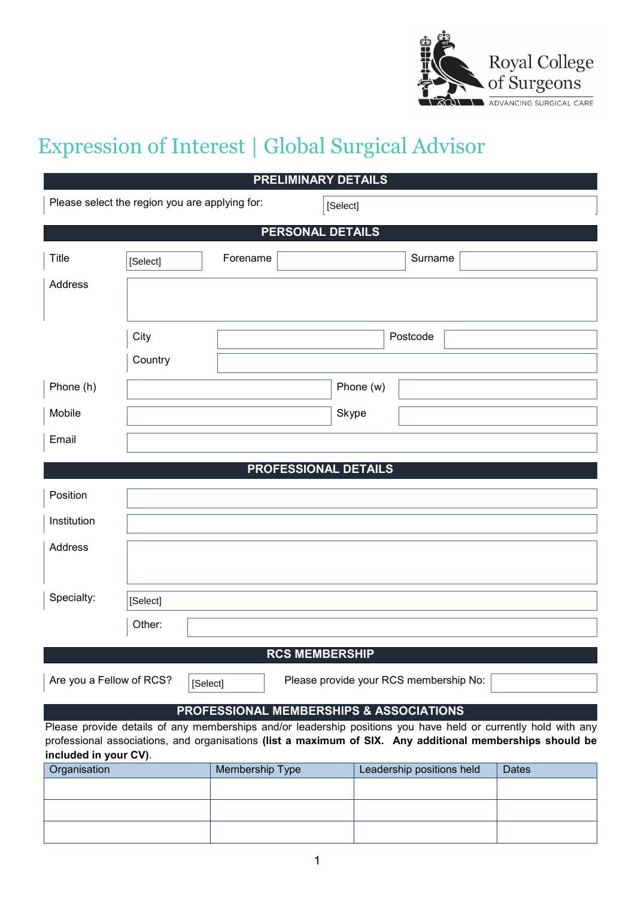Royal College of Surgeons
ADVANCING SURGICAL CARE

# Expression of Interest | Global Surgical Advisor

## PRELIMINARY DETAILS

| | |
|---|---|
| Please select the region you are applying for: | [Select] |

## PERSONAL DETAILS

| | | | | | |
|---|---|---|---|---|---|
| Title | [Select] | Forename | | Surname | |
| Address | | | | | |
| | City | | Postcode | | |
| | Country | | | | |
| Phone (h) | | Phone (w) | | | |
| Mobile | | Skype | | | |
| Email | | | | | |

## PROFESSIONAL DETAILS

| | |
|---|---|
| Position | |
| Institution | |
| Address | |
| Specialty: | [Select] |
| Other: | |

## RCS MEMBERSHIP

| | | | |
|---|---|---|---|
| Are you a Fellow of RCS? | [Select] | Please provide your RCS membership No: | |

## PROFESSIONAL MEMBERSHIPS & ASSOCIATIONS

Please provide details of any memberships and/or leadership positions you have held or currently hold with any professional associations, and organisations **(list a maximum of SIX. Any additional memberships should be included in your CV)**.

| Organisation | Membership Type | Leadership positions held | Dates |
|---|---|---|---|
| | | | |
| | | | |
| | | | |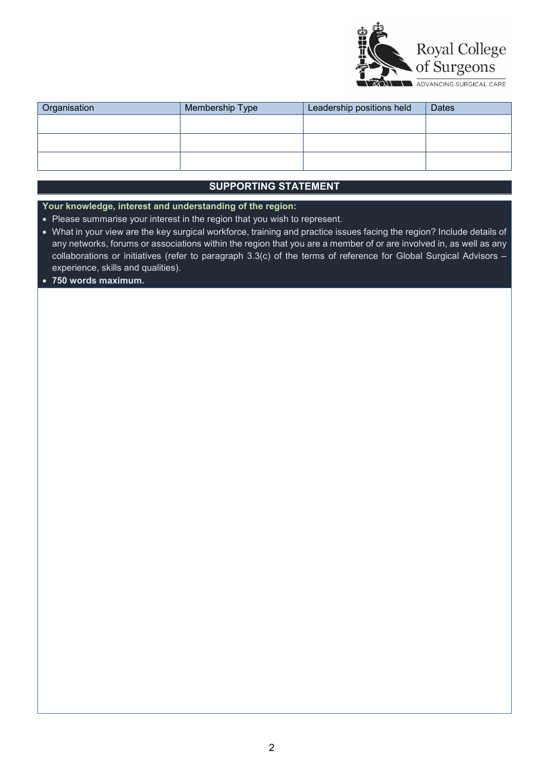| Organisation | Membership Type | Leadership positions held | Dates |
|---|---|---|---|
| | | | |
| | | | |
| | | | |

## SUPPORTING STATEMENT

**Your knowledge, interest and understanding of the region:**

- Please summarise your interest in the region that you wish to represent.
- What in your view are the key surgical workforce, training and practice issues facing the region? Include details of any networks, forums or associations within the region that you are a member of or are involved in, as well as any collaborations or initiatives (refer to paragraph 3.3(c) of the terms of reference for Global Surgical Advisors – experience, skills and qualities).
- **750 words maximum.**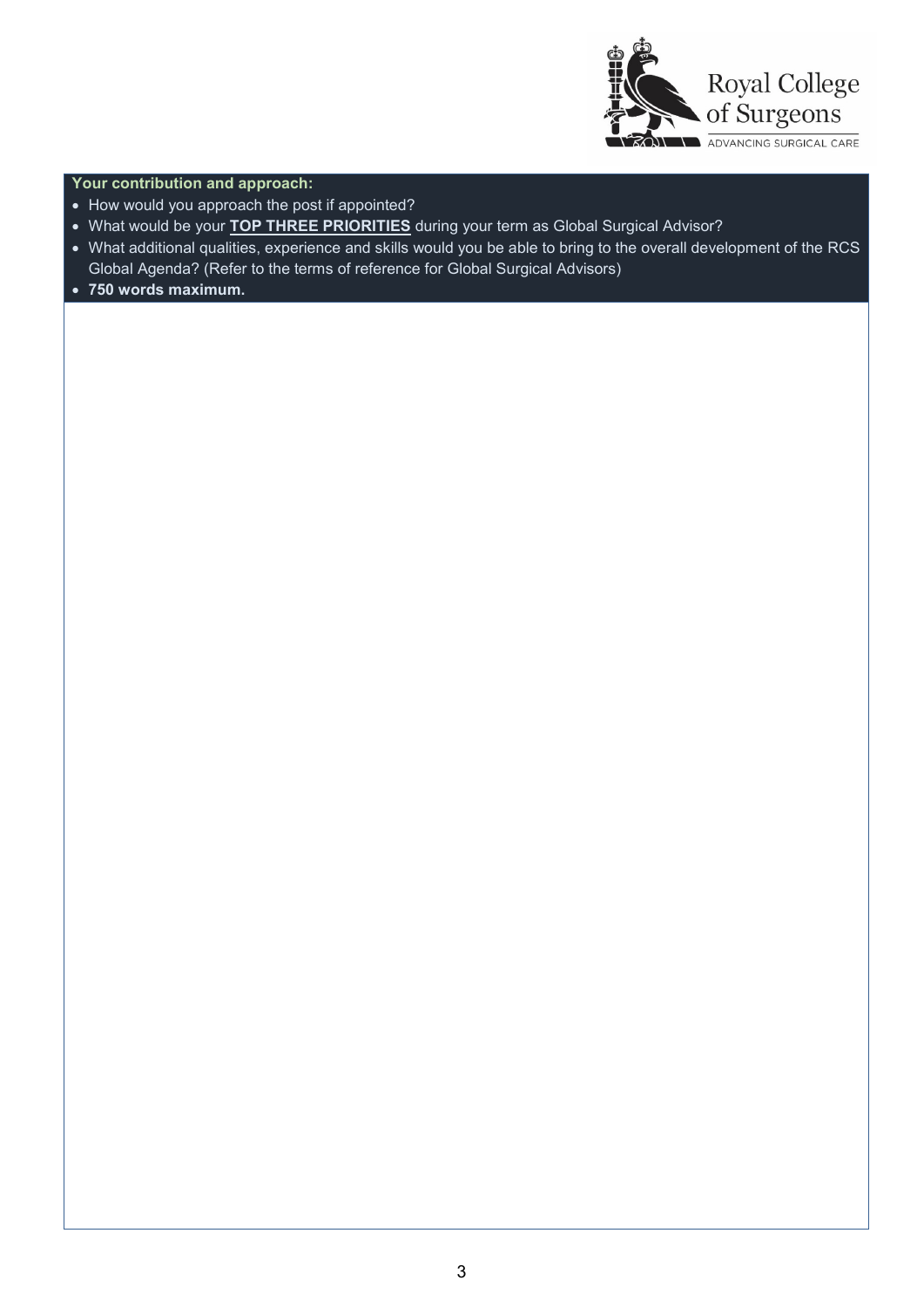**Your contribution and approach:**

- How would you approach the post if appointed?
- What would be your **TOP THREE PRIORITIES** during your term as Global Surgical Advisor?
- What additional qualities, experience and skills would you be able to bring to the overall development of the RCS Global Agenda? (Refer to the terms of reference for Global Surgical Advisors)
- **750 words maximum.**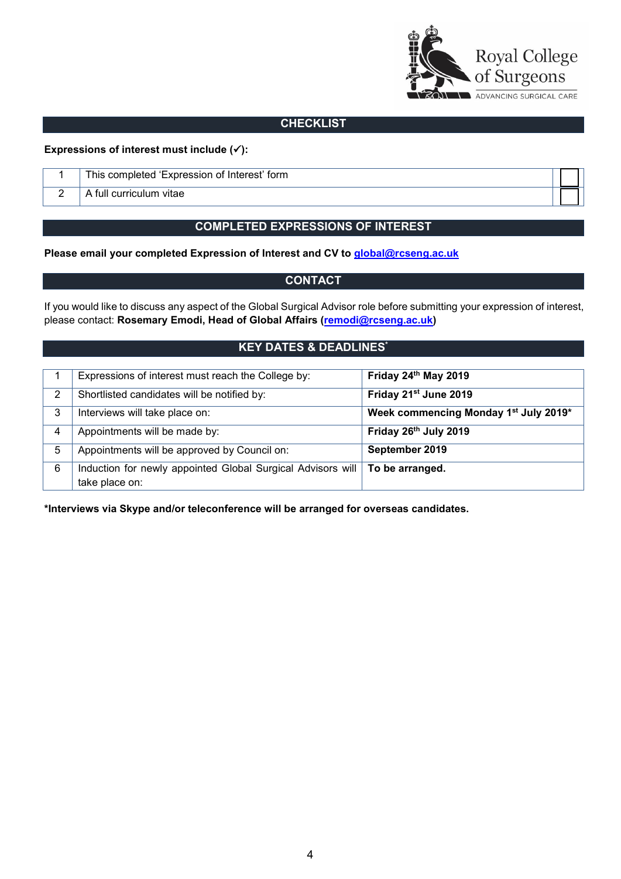## CHECKLIST

**Expressions of interest must include (✓):**

| | | |
|---|---|---|
| 1 | This completed 'Expression of Interest' form | ☐ |
| 2 | A full curriculum vitae | ☐ |

## COMPLETED EXPRESSIONS OF INTEREST

**Please email your completed Expression of Interest and CV to [global@rcseng.ac.uk](mailto:global@rcseng.ac.uk)**

## CONTACT

If you would like to discuss any aspect of the Global Surgical Advisor role before submitting your expression of interest, please contact: **Rosemary Emodi, Head of Global Affairs ([remodi@rcseng.ac.uk](mailto:remodi@rcseng.ac.uk))**

## KEY DATES & DEADLINES*

| | | |
|---|---|---|
| 1 | Expressions of interest must reach the College by: | **Friday 24th May 2019** |
| 2 | Shortlisted candidates will be notified by: | **Friday 21st June 2019** |
| 3 | Interviews will take place on: | **Week commencing Monday 1st July 2019*** |
| 4 | Appointments will be made by: | **Friday 26th July 2019** |
| 5 | Appointments will be approved by Council on: | **September 2019** |
| 6 | Induction for newly appointed Global Surgical Advisors will take place on: | **To be arranged.** |

***Interviews via Skype and/or teleconference will be arranged for overseas candidates.**